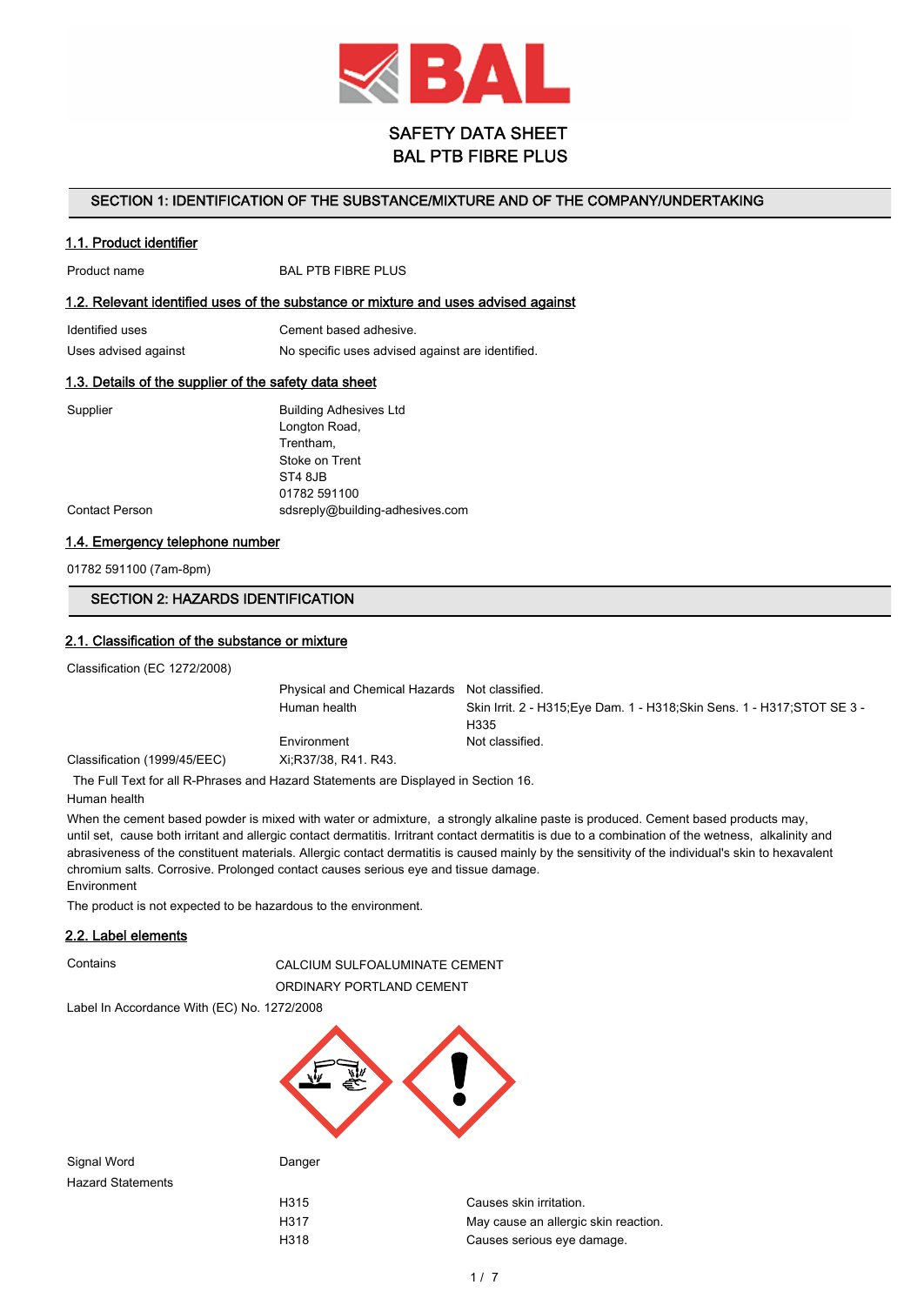# SAFETY DATA SHEET
# BAL PTB FIBRE PLUS

## SECTION 1: IDENTIFICATION OF THE SUBSTANCE/MIXTURE AND OF THE COMPANY/UNDERTAKING

### 1.1. Product identifier

| | |
|---|---|
| Product name | BAL PTB FIBRE PLUS |

### 1.2. Relevant identified uses of the substance or mixture and uses advised against

| | |
|---|---|
| Identified uses | Cement based adhesive. |
| Uses advised against | No specific uses advised against are identified. |

### 1.3. Details of the supplier of the safety data sheet

| | |
|---|---|
| Supplier | Building Adhesives Ltd<br>Longton Road,<br>Trentham,<br>Stoke on Trent<br>ST4 8JB<br>01782 591100 |
| Contact Person | sdsreply@building-adhesives.com |

### 1.4. Emergency telephone number

01782 591100 (7am-8pm)

## SECTION 2: HAZARDS IDENTIFICATION

### 2.1. Classification of the substance or mixture

Classification (EC 1272/2008)

| | | |
|---|---|---|
| | Physical and Chemical Hazards | Not classified. |
| | Human health | Skin Irrit. 2 - H315;Eye Dam. 1 - H318;Skin Sens. 1 - H317;STOT SE 3 - H335 |
| | Environment | Not classified. |
| Classification (1999/45/EEC) | Xi;R37/38, R41. R43. | |

The Full Text for all R-Phrases and Hazard Statements are Displayed in Section 16.

Human health

When the cement based powder is mixed with water or admixture, a strongly alkaline paste is produced. Cement based products may, until set, cause both irritant and allergic contact dermatitis. Irritant contact dermatitis is due to a combination of the wetness, alkalinity and abrasiveness of the constituent materials. Allergic contact dermatitis is caused mainly by the sensitivity of the individual's skin to hexavalent chromium salts. Corrosive. Prolonged contact causes serious eye and tissue damage.

Environment

The product is not expected to be hazardous to the environment.

### 2.2. Label elements

Contains

CALCIUM SULFOALUMINATE CEMENT

ORDINARY PORTLAND CEMENT

Label In Accordance With (EC) No. 1272/2008

| | |
|---|---|
| Signal Word | Danger |

Hazard Statements

| | |
|---|---|
| H315 | Causes skin irritation. |
| H317 | May cause an allergic skin reaction. |
| H318 | Causes serious eye damage. |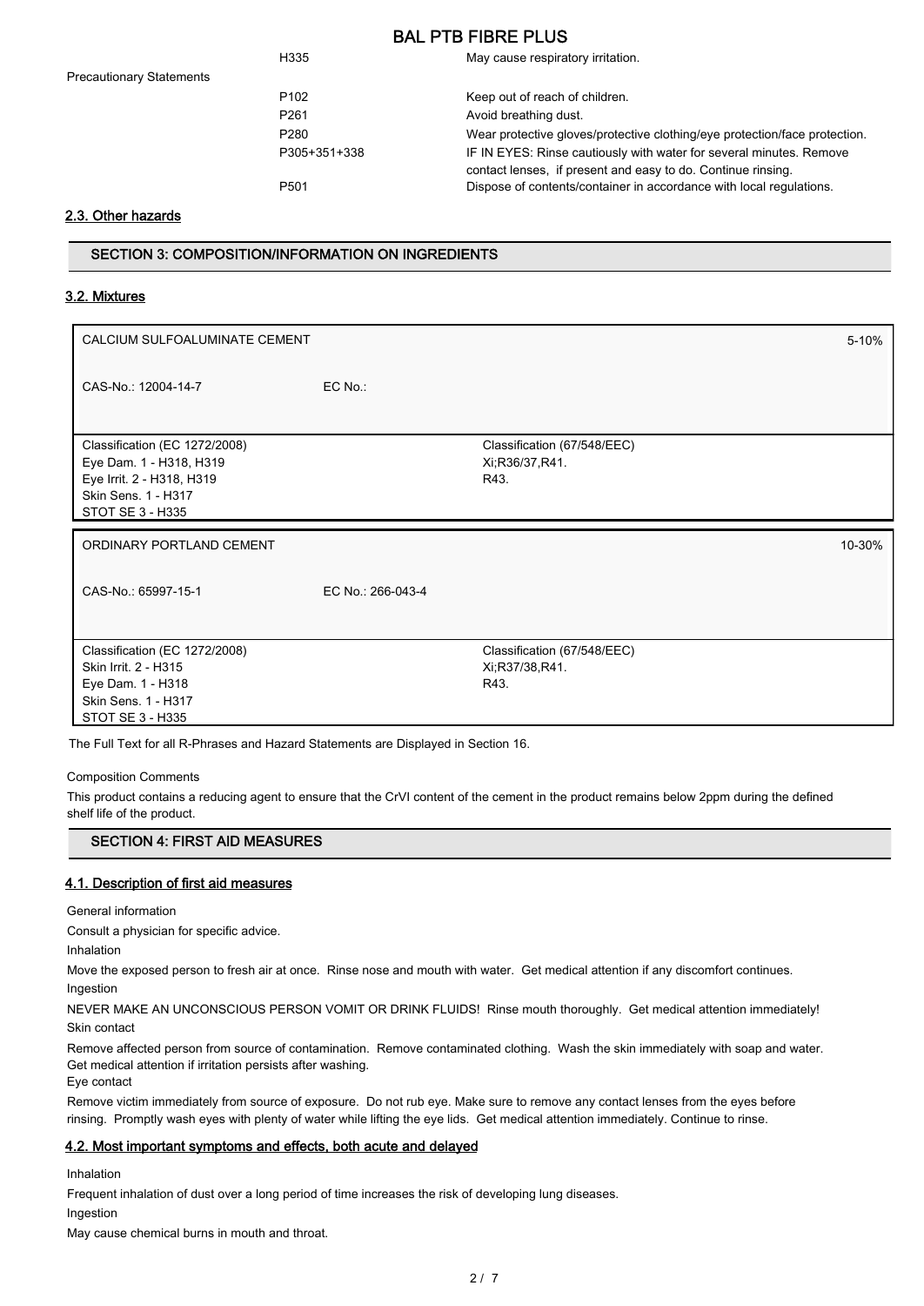| | H335 | May cause respiratory irritation. |
|---|---|---|
| Precautionary Statements | | |
| | P102 | Keep out of reach of children. |
| | P261 | Avoid breathing dust. |
| | P280 | Wear protective gloves/protective clothing/eye protection/face protection. |
| | P305+351+338 | IF IN EYES: Rinse cautiously with water for several minutes. Remove contact lenses, if present and easy to do. Continue rinsing. |
| | P501 | Dispose of contents/container in accordance with local regulations. |

### 2.3. Other hazards

## SECTION 3: COMPOSITION/INFORMATION ON INGREDIENTS

### 3.2. Mixtures

| CALCIUM SULFOALUMINATE CEMENT | | 5-10% |
|---|---|---|
| CAS-No.: 12004-14-7 | EC No.: | |
| Classification (EC 1272/2008)<br>Eye Dam. 1 - H318, H319<br>Eye Irrit. 2 - H318, H319<br>Skin Sens. 1 - H317<br>STOT SE 3 - H335 | Classification (67/548/EEC)<br>Xi;R36/37,R41.<br>R43. | |

| ORDINARY PORTLAND CEMENT | | 10-30% |
|---|---|---|
| CAS-No.: 65997-15-1 | EC No.: 266-043-4 | |
| Classification (EC 1272/2008)<br>Skin Irrit. 2 - H315<br>Eye Dam. 1 - H318<br>Skin Sens. 1 - H317<br>STOT SE 3 - H335 | Classification (67/548/EEC)<br>Xi;R37/38,R41.<br>R43. | |

The Full Text for all R-Phrases and Hazard Statements are Displayed in Section 16.

Composition Comments

This product contains a reducing agent to ensure that the CrVI content of the cement in the product remains below 2ppm during the defined shelf life of the product.

## SECTION 4: FIRST AID MEASURES

### 4.1. Description of first aid measures

General information

Consult a physician for specific advice.

Inhalation

Move the exposed person to fresh air at once. Rinse nose and mouth with water. Get medical attention if any discomfort continues.

Ingestion

NEVER MAKE AN UNCONSCIOUS PERSON VOMIT OR DRINK FLUIDS! Rinse mouth thoroughly. Get medical attention immediately!

Skin contact

Remove affected person from source of contamination. Remove contaminated clothing. Wash the skin immediately with soap and water. Get medical attention if irritation persists after washing.

Eye contact

Remove victim immediately from source of exposure. Do not rub eye. Make sure to remove any contact lenses from the eyes before rinsing. Promptly wash eyes with plenty of water while lifting the eye lids. Get medical attention immediately. Continue to rinse.

### 4.2. Most important symptoms and effects, both acute and delayed

Inhalation

Frequent inhalation of dust over a long period of time increases the risk of developing lung diseases.

Ingestion

May cause chemical burns in mouth and throat.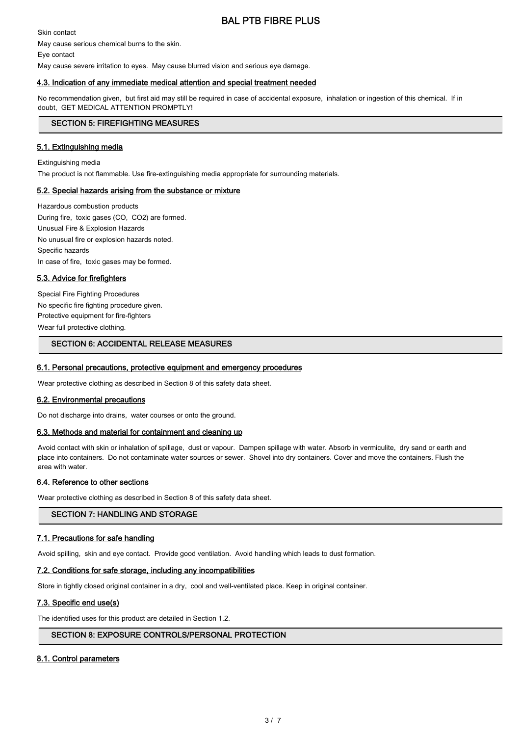Skin contact

May cause serious chemical burns to the skin.

Eye contact

May cause severe irritation to eyes. May cause blurred vision and serious eye damage.

### 4.3. Indication of any immediate medical attention and special treatment needed

No recommendation given, but first aid may still be required in case of accidental exposure, inhalation or ingestion of this chemical. If in doubt, GET MEDICAL ATTENTION PROMPTLY!

## SECTION 5: FIREFIGHTING MEASURES

### 5.1. Extinguishing media

Extinguishing media

The product is not flammable. Use fire-extinguishing media appropriate for surrounding materials.

### 5.2. Special hazards arising from the substance or mixture

Hazardous combustion products

During fire, toxic gases (CO, $CO_2$) are formed.

Unusual Fire & Explosion Hazards

No unusual fire or explosion hazards noted.

Specific hazards

In case of fire, toxic gases may be formed.

### 5.3. Advice for firefighters

Special Fire Fighting Procedures

No specific fire fighting procedure given.

Protective equipment for fire-fighters

Wear full protective clothing.

## SECTION 6: ACCIDENTAL RELEASE MEASURES

### 6.1. Personal precautions, protective equipment and emergency procedures

Wear protective clothing as described in Section 8 of this safety data sheet.

### 6.2. Environmental precautions

Do not discharge into drains, water courses or onto the ground.

### 6.3. Methods and material for containment and cleaning up

Avoid contact with skin or inhalation of spillage, dust or vapour. Dampen spillage with water. Absorb in vermiculite, dry sand or earth and place into containers. Do not contaminate water sources or sewer. Shovel into dry containers. Cover and move the containers. Flush the area with water.

### 6.4. Reference to other sections

Wear protective clothing as described in Section 8 of this safety data sheet.

## SECTION 7: HANDLING AND STORAGE

### 7.1. Precautions for safe handling

Avoid spilling, skin and eye contact. Provide good ventilation. Avoid handling which leads to dust formation.

### 7.2. Conditions for safe storage, including any incompatibilities

Store in tightly closed original container in a dry, cool and well-ventilated place. Keep in original container.

### 7.3. Specific end use(s)

The identified uses for this product are detailed in Section 1.2.

## SECTION 8: EXPOSURE CONTROLS/PERSONAL PROTECTION

### 8.1. Control parameters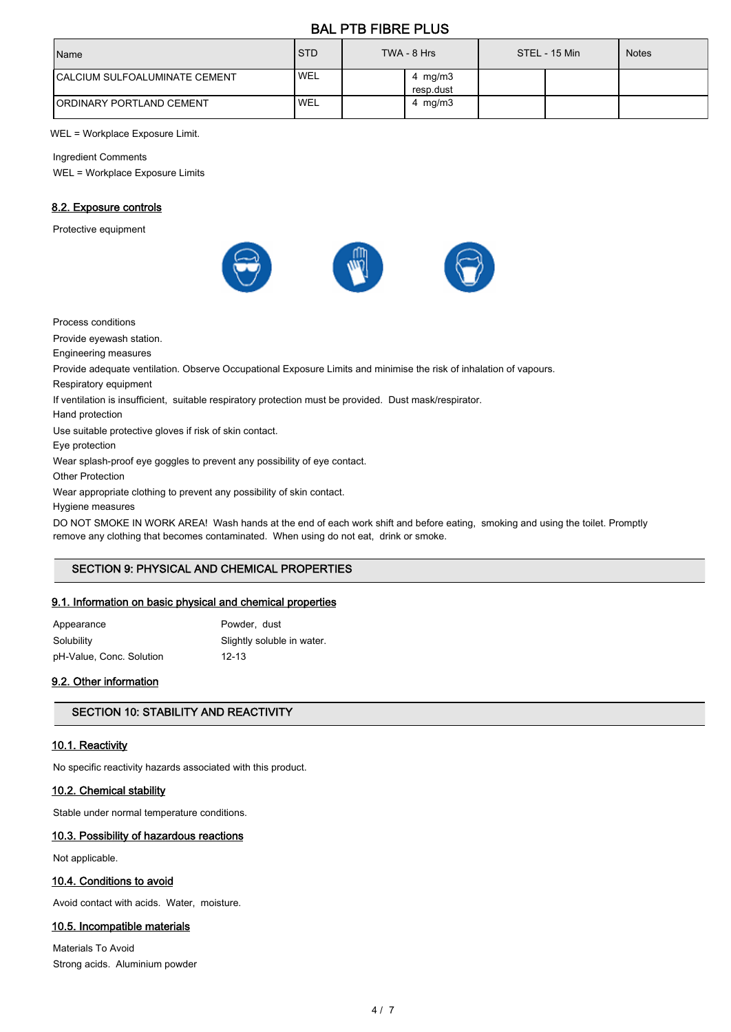BAL PTB FIBRE PLUS

| Name | STD | TWA - 8 Hrs | | STEL - 15 Min | | Notes |
|---|---|---|---|---|---|---|
| CALCIUM SULFOALUMINATE CEMENT | WEL | | 4 mg/m3 resp.dust | | | |
| ORDINARY PORTLAND CEMENT | WEL | | 4 mg/m3 | | | |

WEL = Workplace Exposure Limit.

Ingredient Comments

WEL = Workplace Exposure Limits

### 8.2. Exposure controls

Protective equipment

Process conditions

Provide eyewash station.

Engineering measures

Provide adequate ventilation. Observe Occupational Exposure Limits and minimise the risk of inhalation of vapours.

Respiratory equipment

If ventilation is insufficient, suitable respiratory protection must be provided. Dust mask/respirator.

Hand protection

Use suitable protective gloves if risk of skin contact.

Eye protection

Wear splash-proof eye goggles to prevent any possibility of eye contact.

Other Protection

Wear appropriate clothing to prevent any possibility of skin contact.

Hygiene measures

DO NOT SMOKE IN WORK AREA! Wash hands at the end of each work shift and before eating, smoking and using the toilet. Promptly remove any clothing that becomes contaminated. When using do not eat, drink or smoke.

## SECTION 9: PHYSICAL AND CHEMICAL PROPERTIES

### 9.1. Information on basic physical and chemical properties

| | |
|---|---|
| Appearance | Powder, dust |
| Solubility | Slightly soluble in water. |
| pH-Value, Conc. Solution | 12-13 |

### 9.2. Other information

## SECTION 10: STABILITY AND REACTIVITY

### 10.1. Reactivity

No specific reactivity hazards associated with this product.

### 10.2. Chemical stability

Stable under normal temperature conditions.

### 10.3. Possibility of hazardous reactions

Not applicable.

### 10.4. Conditions to avoid

Avoid contact with acids. Water, moisture.

### 10.5. Incompatible materials

Materials To Avoid

Strong acids. Aluminium powder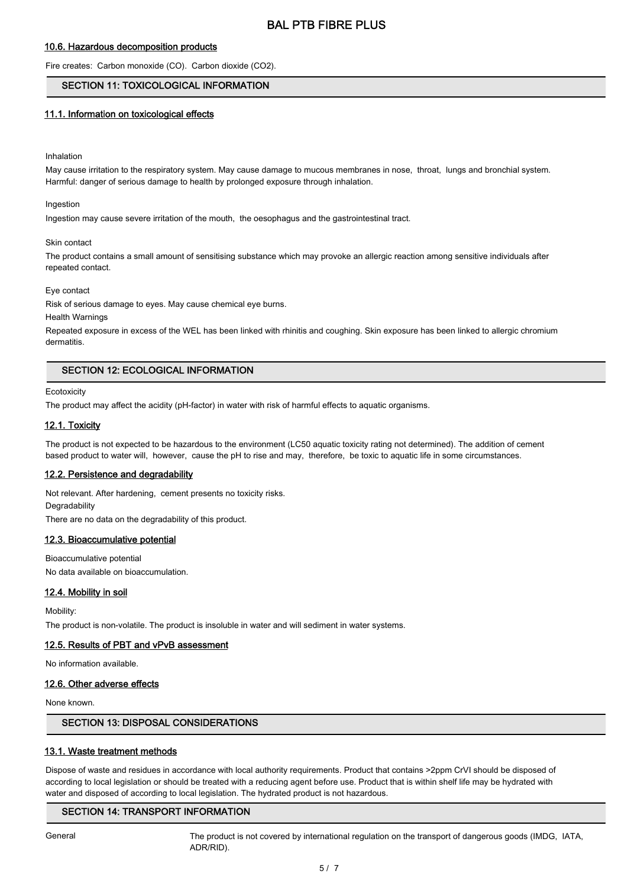### 10.6. Hazardous decomposition products

Fire creates: Carbon monoxide (CO). Carbon dioxide ($CO_2$).

## SECTION 11: TOXICOLOGICAL INFORMATION

### 11.1. Information on toxicological effects

Inhalation

May cause irritation to the respiratory system. May cause damage to mucous membranes in nose, throat, lungs and bronchial system. Harmful: danger of serious damage to health by prolonged exposure through inhalation.

Ingestion

Ingestion may cause severe irritation of the mouth, the oesophagus and the gastrointestinal tract.

Skin contact

The product contains a small amount of sensitising substance which may provoke an allergic reaction among sensitive individuals after repeated contact.

Eye contact

Risk of serious damage to eyes. May cause chemical eye burns.

Health Warnings

Repeated exposure in excess of the WEL has been linked with rhinitis and coughing. Skin exposure has been linked to allergic chromium dermatitis.

## SECTION 12: ECOLOGICAL INFORMATION

Ecotoxicity

The product may affect the acidity (pH-factor) in water with risk of harmful effects to aquatic organisms.

### 12.1. Toxicity

The product is not expected to be hazardous to the environment (LC50 aquatic toxicity rating not determined). The addition of cement based product to water will, however, cause the pH to rise and may, therefore, be toxic to aquatic life in some circumstances.

### 12.2. Persistence and degradability

Not relevant. After hardening, cement presents no toxicity risks.

Degradability

There are no data on the degradability of this product.

### 12.3. Bioaccumulative potential

Bioaccumulative potential

No data available on bioaccumulation.

### 12.4. Mobility in soil

Mobility:

The product is non-volatile. The product is insoluble in water and will sediment in water systems.

### 12.5. Results of PBT and vPvB assessment

No information available.

### 12.6. Other adverse effects

None known.

## SECTION 13: DISPOSAL CONSIDERATIONS

### 13.1. Waste treatment methods

Dispose of waste and residues in accordance with local authority requirements. Product that contains >2ppm CrVI should be disposed of according to local legislation or should be treated with a reducing agent before use. Product that is within shelf life may be hydrated with water and disposed of according to local legislation. The hydrated product is not hazardous.

## SECTION 14: TRANSPORT INFORMATION

General — The product is not covered by international regulation on the transport of dangerous goods (IMDG, IATA, ADR/RID).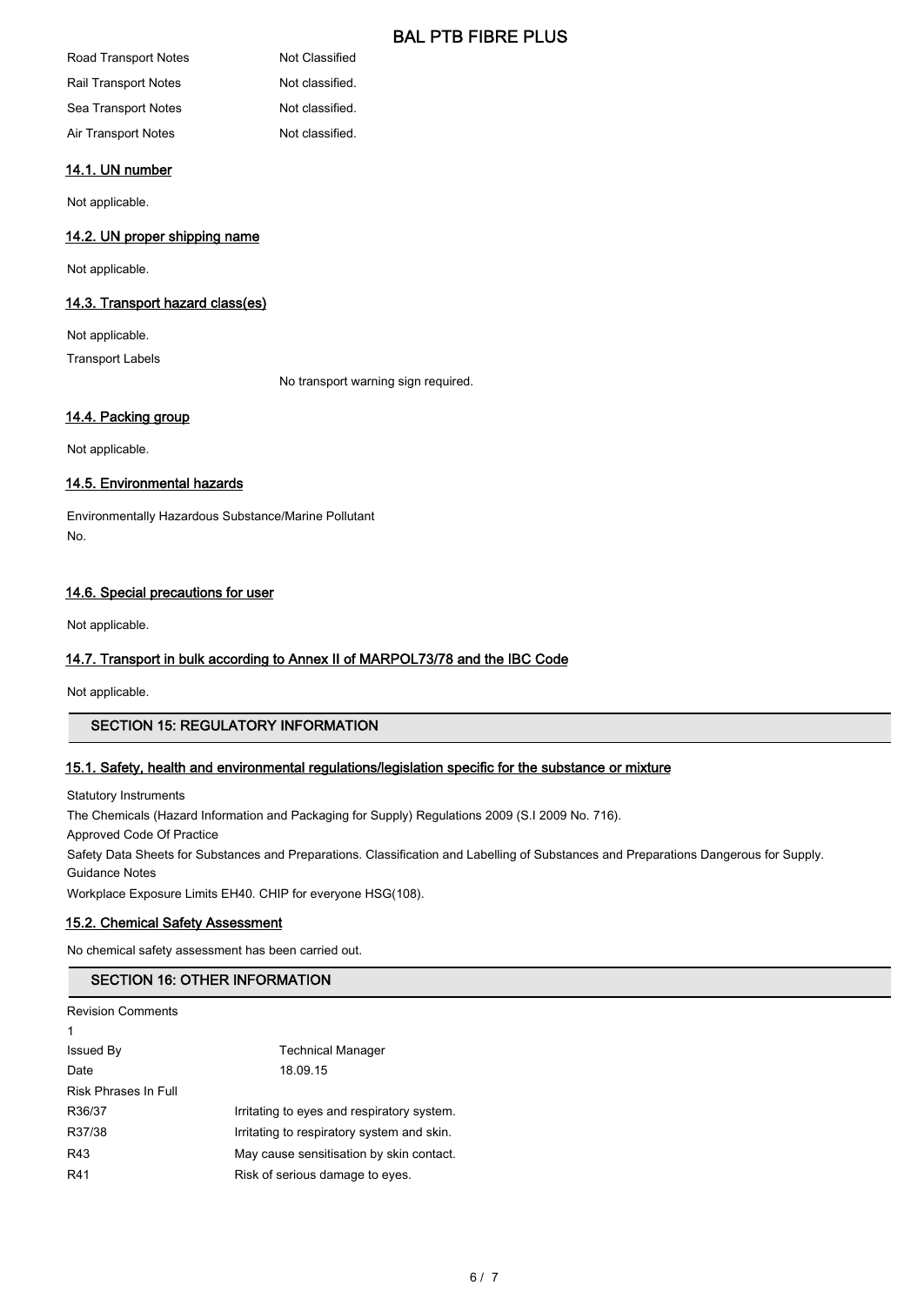| | |
|---|---|
| Road Transport Notes | Not Classified |
| Rail Transport Notes | Not classified. |
| Sea Transport Notes | Not classified. |
| Air Transport Notes | Not classified. |

### 14.1. UN number

Not applicable.

### 14.2. UN proper shipping name

Not applicable.

### 14.3. Transport hazard class(es)

Not applicable.

Transport Labels

No transport warning sign required.

### 14.4. Packing group

Not applicable.

### 14.5. Environmental hazards

Environmentally Hazardous Substance/Marine Pollutant

No.

### 14.6. Special precautions for user

Not applicable.

### 14.7. Transport in bulk according to Annex II of MARPOL73/78 and the IBC Code

Not applicable.

## SECTION 15: REGULATORY INFORMATION

### 15.1. Safety, health and environmental regulations/legislation specific for the substance or mixture

Statutory Instruments

The Chemicals (Hazard Information and Packaging for Supply) Regulations 2009 (S.I 2009 No. 716).

Approved Code Of Practice

Safety Data Sheets for Substances and Preparations. Classification and Labelling of Substances and Preparations Dangerous for Supply.

Guidance Notes

Workplace Exposure Limits EH40. CHIP for everyone HSG(108).

### 15.2. Chemical Safety Assessment

No chemical safety assessment has been carried out.

## SECTION 16: OTHER INFORMATION

Revision Comments

1

| | |
|---|---|
| Issued By | Technical Manager |
| Date | 18.09.15 |

Risk Phrases In Full

| | |
|---|---|
| R36/37 | Irritating to eyes and respiratory system. |
| R37/38 | Irritating to respiratory system and skin. |
| R43 | May cause sensitisation by skin contact. |
| R41 | Risk of serious damage to eyes. |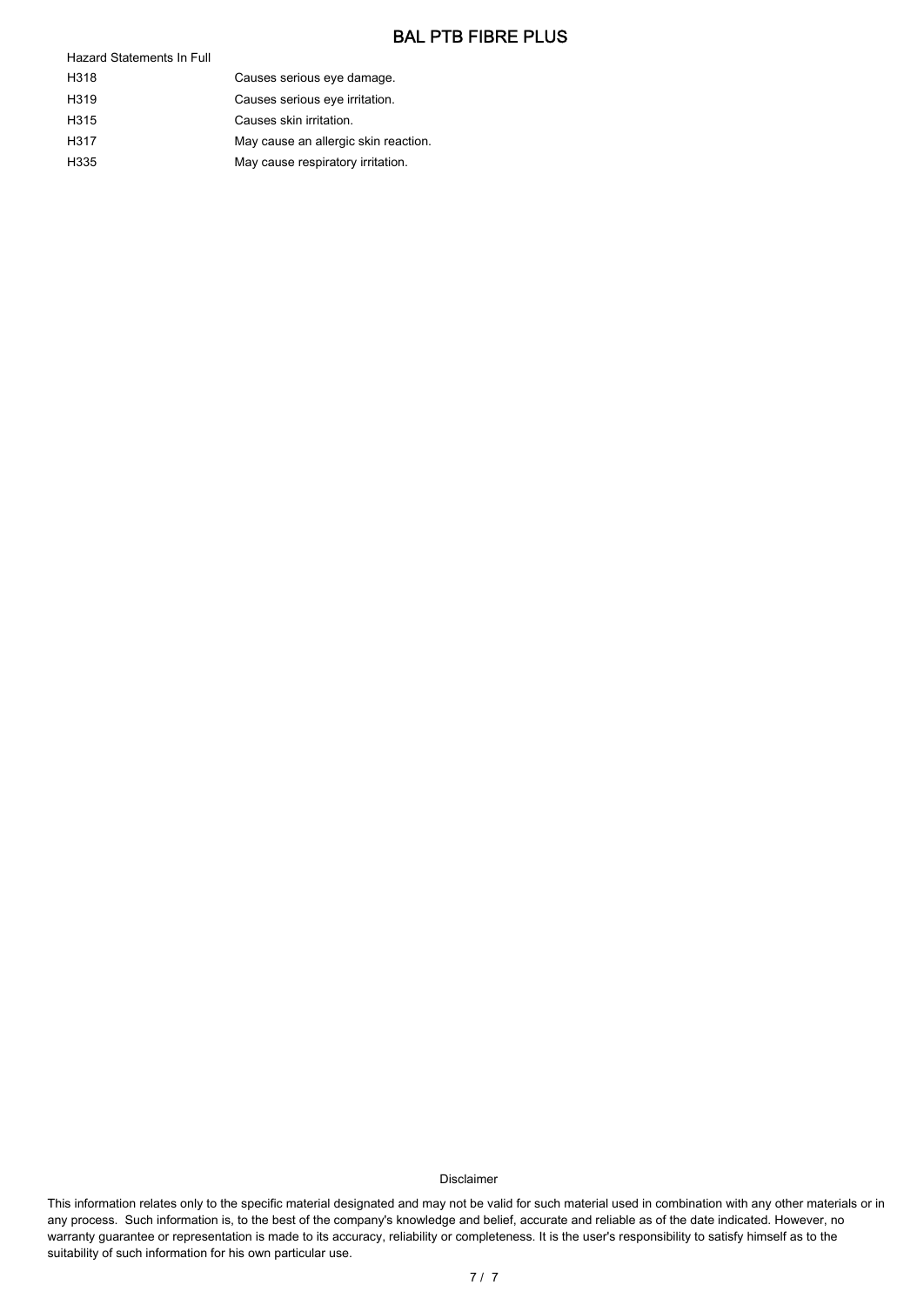Hazard Statements In Full

| | |
|---|---|
| H318 | Causes serious eye damage. |
| H319 | Causes serious eye irritation. |
| H315 | Causes skin irritation. |
| H317 | May cause an allergic skin reaction. |
| H335 | May cause respiratory irritation. |

Disclaimer

This information relates only to the specific material designated and may not be valid for such material used in combination with any other materials or in any process. Such information is, to the best of the company's knowledge and belief, accurate and reliable as of the date indicated. However, no warranty guarantee or representation is made to its accuracy, reliability or completeness. It is the user's responsibility to satisfy himself as to the suitability of such information for his own particular use.